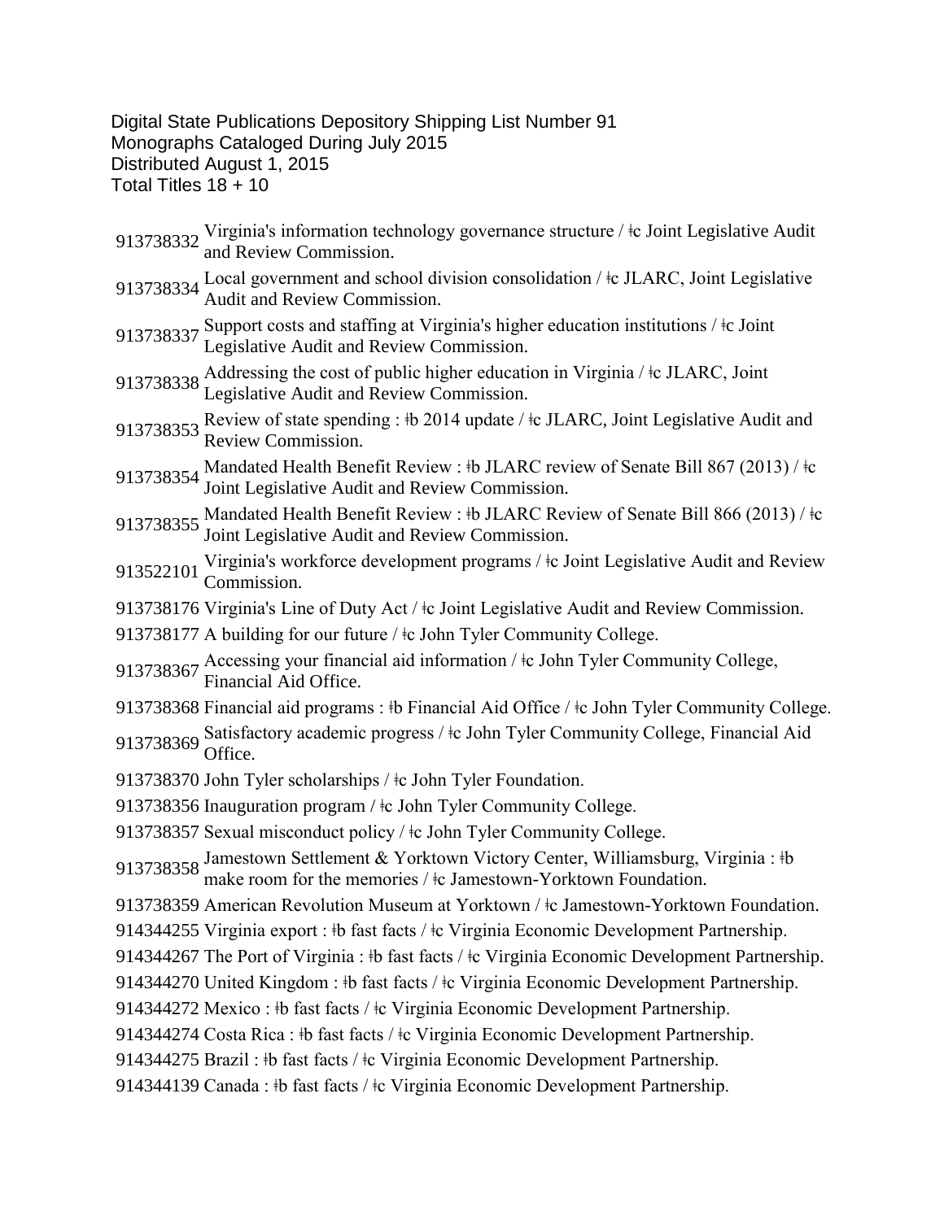Digital State Publications Depository Shipping List Number 91
Monographs Cataloged During July 2015
Distributed August 1, 2015
Total Titles 18 + 10

913738332 Virginia's information technology governance structure / ǂc Joint Legislative Audit and Review Commission.

913738334 Local government and school division consolidation / ǂc JLARC, Joint Legislative Audit and Review Commission.

913738337 Support costs and staffing at Virginia's higher education institutions / ǂc Joint Legislative Audit and Review Commission.

913738338 Addressing the cost of public higher education in Virginia / ǂc JLARC, Joint Legislative Audit and Review Commission.

913738353 Review of state spending : ǂb 2014 update / ǂc JLARC, Joint Legislative Audit and Review Commission.

913738354 Mandated Health Benefit Review : ǂb JLARC review of Senate Bill 867 (2013) / ǂc Joint Legislative Audit and Review Commission.

913738355 Mandated Health Benefit Review : ǂb JLARC Review of Senate Bill 866 (2013) / ǂc Joint Legislative Audit and Review Commission.

913522101 Virginia's workforce development programs / ǂc Joint Legislative Audit and Review Commission.

913738176 Virginia's Line of Duty Act / ǂc Joint Legislative Audit and Review Commission.

913738177 A building for our future / ǂc John Tyler Community College.

913738367 Accessing your financial aid information / ǂc John Tyler Community College, Financial Aid Office.

913738368 Financial aid programs : ǂb Financial Aid Office / ǂc John Tyler Community College.

913738369 Satisfactory academic progress / ǂc John Tyler Community College, Financial Aid Office.

913738370 John Tyler scholarships / ǂc John Tyler Foundation.

913738356 Inauguration program / ǂc John Tyler Community College.

913738357 Sexual misconduct policy / ǂc John Tyler Community College.

913738358 Jamestown Settlement & Yorktown Victory Center, Williamsburg, Virginia : ǂb make room for the memories / ǂc Jamestown-Yorktown Foundation.

913738359 American Revolution Museum at Yorktown / ǂc Jamestown-Yorktown Foundation.

914344255 Virginia export : ǂb fast facts / ǂc Virginia Economic Development Partnership.

914344267 The Port of Virginia : ǂb fast facts / ǂc Virginia Economic Development Partnership.

914344270 United Kingdom : ǂb fast facts / ǂc Virginia Economic Development Partnership.

914344272 Mexico : ǂb fast facts / ǂc Virginia Economic Development Partnership.

914344274 Costa Rica : ǂb fast facts / ǂc Virginia Economic Development Partnership.

914344275 Brazil : ǂb fast facts / ǂc Virginia Economic Development Partnership.

914344139 Canada : ǂb fast facts / ǂc Virginia Economic Development Partnership.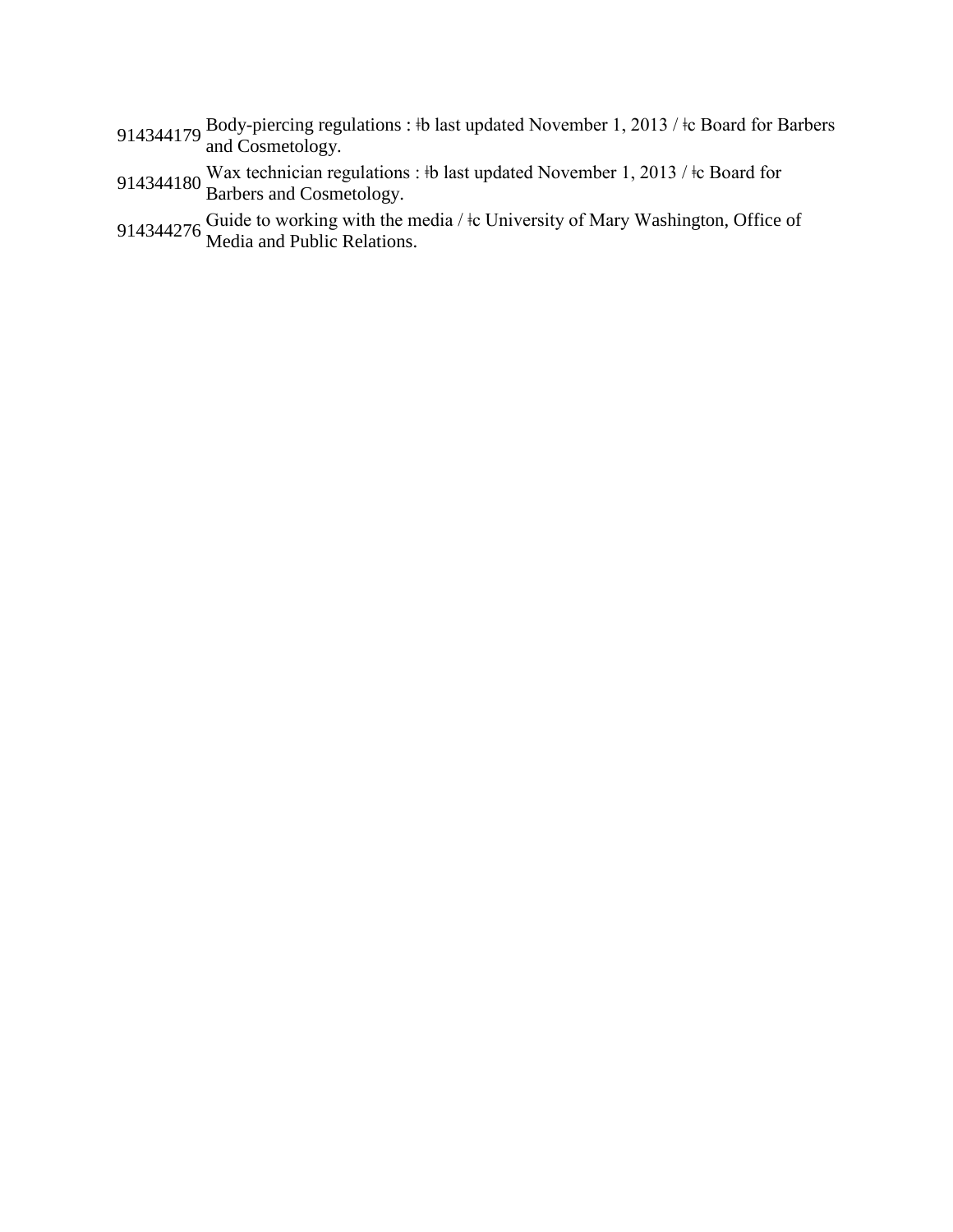914344179 Body-piercing regulations : ǂb last updated November 1, 2013 / ǂc Board for Barbers and Cosmetology.

914344180 Wax technician regulations : ǂb last updated November 1, 2013 / ǂc Board for Barbers and Cosmetology.

914344276 Guide to working with the media / ǂc University of Mary Washington, Office of Media and Public Relations.